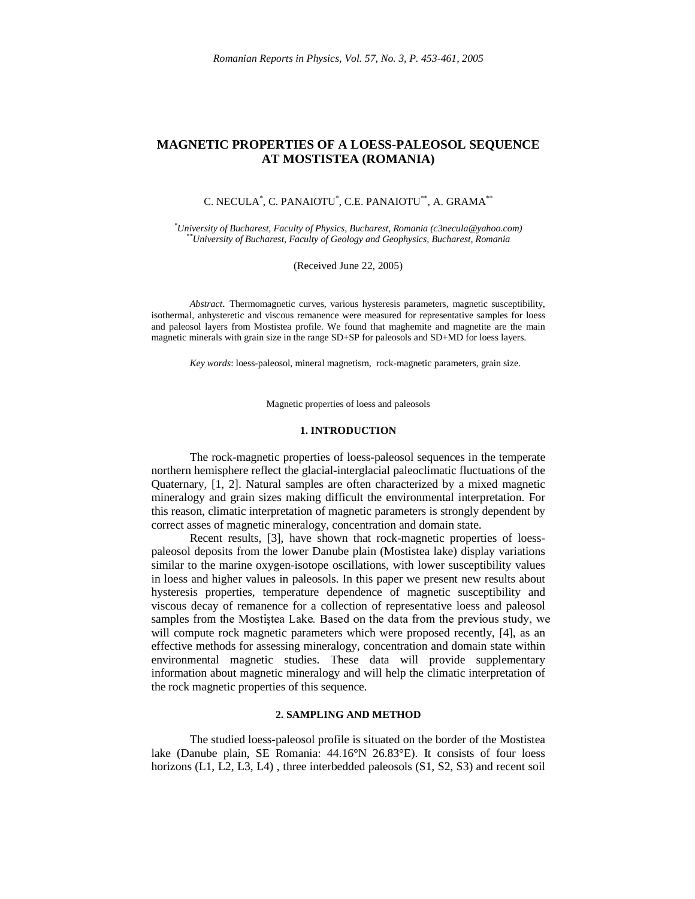# MAGNETIC PROPERTIES OF A LOESS-PALEOSOL SEQUENCE AT MOSTISTEA (ROMANIA)

C. NECULA[*], C. PANAIOTU[*], C.E. PANAIOTU[**], A. GRAMA[**]

[*]*University of Bucharest, Faculty of Physics, Bucharest, Romania (c3necula@yahoo.com)*
[**]*University of Bucharest, Faculty of Geology and Geophysics, Bucharest, Romania*

(Received June 22, 2005)

*Abstract*. Thermomagnetic curves, various hysteresis parameters, magnetic susceptibility, isothermal, anhysteretic and viscous remanence were measured for representative samples for loess and paleosol layers from Mostistea profile. We found that maghemite and magnetite are the main magnetic minerals with grain size in the range SD+SP for paleosols and SD+MD for loess layers.

*Key words*: loess-paleosol, mineral magnetism, rock-magnetic parameters, grain size.

Magnetic properties of loess and paleosols

## 1. INTRODUCTION

The rock-magnetic properties of loess-paleosol sequences in the temperate northern hemisphere reflect the glacial-interglacial paleoclimatic fluctuations of the Quaternary, [1, 2]. Natural samples are often characterized by a mixed magnetic mineralogy and grain sizes making difficult the environmental interpretation. For this reason, climatic interpretation of magnetic parameters is strongly dependent by correct asses of magnetic mineralogy, concentration and domain state.

Recent results, [3], have shown that rock-magnetic properties of loess-paleosol deposits from the lower Danube plain (Mostistea lake) display variations similar to the marine oxygen-isotope oscillations, with lower susceptibility values in loess and higher values in paleosols. In this paper we present new results about hysteresis properties, temperature dependence of magnetic susceptibility and viscous decay of remanence for a collection of representative loess and paleosol samples from the Mostiştea Lake. Based on the data from the previous study, we will compute rock magnetic parameters which were proposed recently, [4], as an effective methods for assessing mineralogy, concentration and domain state within environmental magnetic studies. These data will provide supplementary information about magnetic mineralogy and will help the climatic interpretation of the rock magnetic properties of this sequence.

## 2. SAMPLING AND METHOD

The studied loess-paleosol profile is situated on the border of the Mostistea lake (Danube plain, SE Romania: 44.16°N 26.83°E). It consists of four loess horizons (L1, L2, L3, L4) , three interbedded paleosols (S1, S2, S3) and recent soil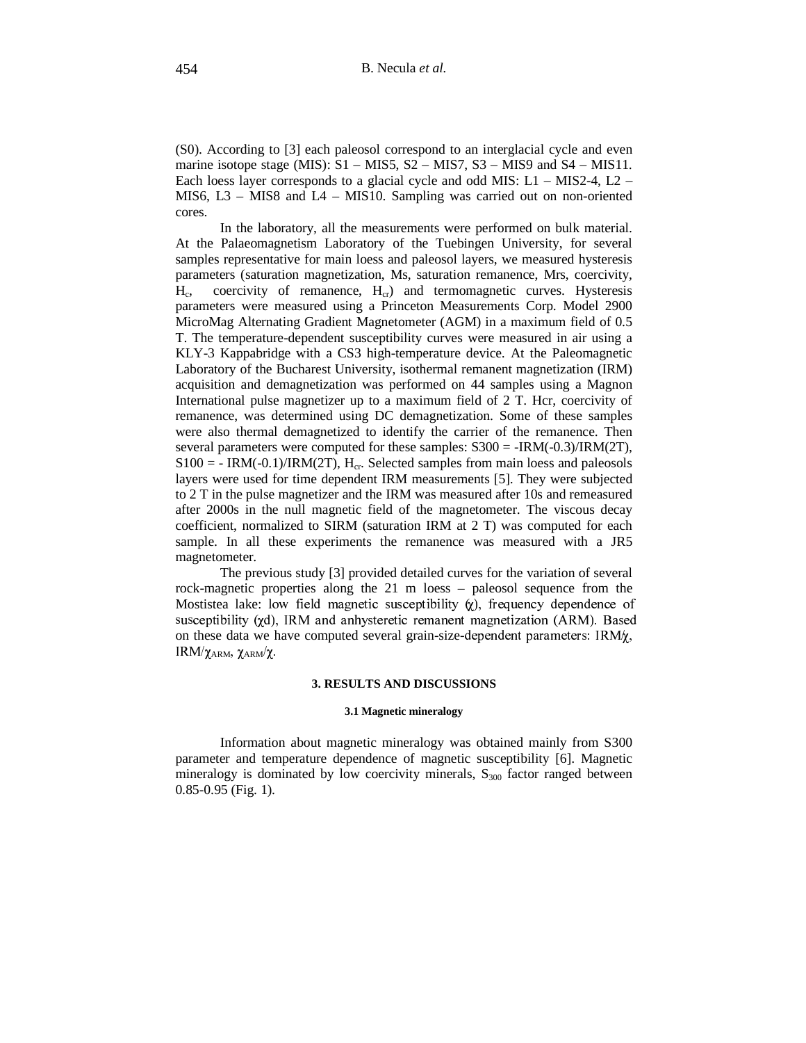(S0). According to [3] each paleosol correspond to an interglacial cycle and even marine isotope stage (MIS): S1 – MIS5, S2 – MIS7, S3 – MIS9 and S4 – MIS11. Each loess layer corresponds to a glacial cycle and odd MIS: L1 – MIS2-4, L2 – MIS6, L3 – MIS8 and L4 – MIS10. Sampling was carried out on non-oriented cores.

In the laboratory, all the measurements were performed on bulk material. At the Palaeomagnetism Laboratory of the Tuebingen University, for several samples representative for main loess and paleosol layers, we measured hysteresis parameters (saturation magnetization, Ms, saturation remanence, Mrs, coercivity, $H_c$, coercivity of remanence, $H_{cr}$) and termomagnetic curves. Hysteresis parameters were measured using a Princeton Measurements Corp. Model 2900 MicroMag Alternating Gradient Magnetometer (AGM) in a maximum field of 0.5 T. The temperature-dependent susceptibility curves were measured in air using a KLY-3 Kappabridge with a CS3 high-temperature device. At the Paleomagnetic Laboratory of the Bucharest University, isothermal remanent magnetization (IRM) acquisition and demagnetization was performed on 44 samples using a Magnon International pulse magnetizer up to a maximum field of 2 T. Hcr, coercivity of remanence, was determined using DC demagnetization. Some of these samples were also thermal demagnetized to identify the carrier of the remanence. Then several parameters were computed for these samples: S300 = -IRM(-0.3)/IRM(2T), S100 = - IRM(-0.1)/IRM(2T), $H_{cr}$. Selected samples from main loess and paleosols layers were used for time dependent IRM measurements [5]. They were subjected to 2 T in the pulse magnetizer and the IRM was measured after 10s and remeasured after 2000s in the null magnetic field of the magnetometer. The viscous decay coefficient, normalized to SIRM (saturation IRM at 2 T) was computed for each sample. In all these experiments the remanence was measured with a JR5 magnetometer.

The previous study [3] provided detailed curves for the variation of several rock-magnetic properties along the 21 m loess – paleosol sequence from the Mostistea lake: low field magnetic susceptibility ($\chi$), frequency dependence of susceptibility ($\chi$d), IRM and anhysteretic remanent magnetization (ARM). Based on these data we have computed several grain-size-dependent parameters: IRM/$\chi$, IRM/$\chi_{ARM}$, $\chi_{ARM}/\chi$.

## 3. RESULTS AND DISCUSSIONS

### 3.1 Magnetic mineralogy

Information about magnetic mineralogy was obtained mainly from S300 parameter and temperature dependence of magnetic susceptibility [6]. Magnetic mineralogy is dominated by low coercivity minerals, $S_{300}$ factor ranged between 0.85-0.95 (Fig. 1).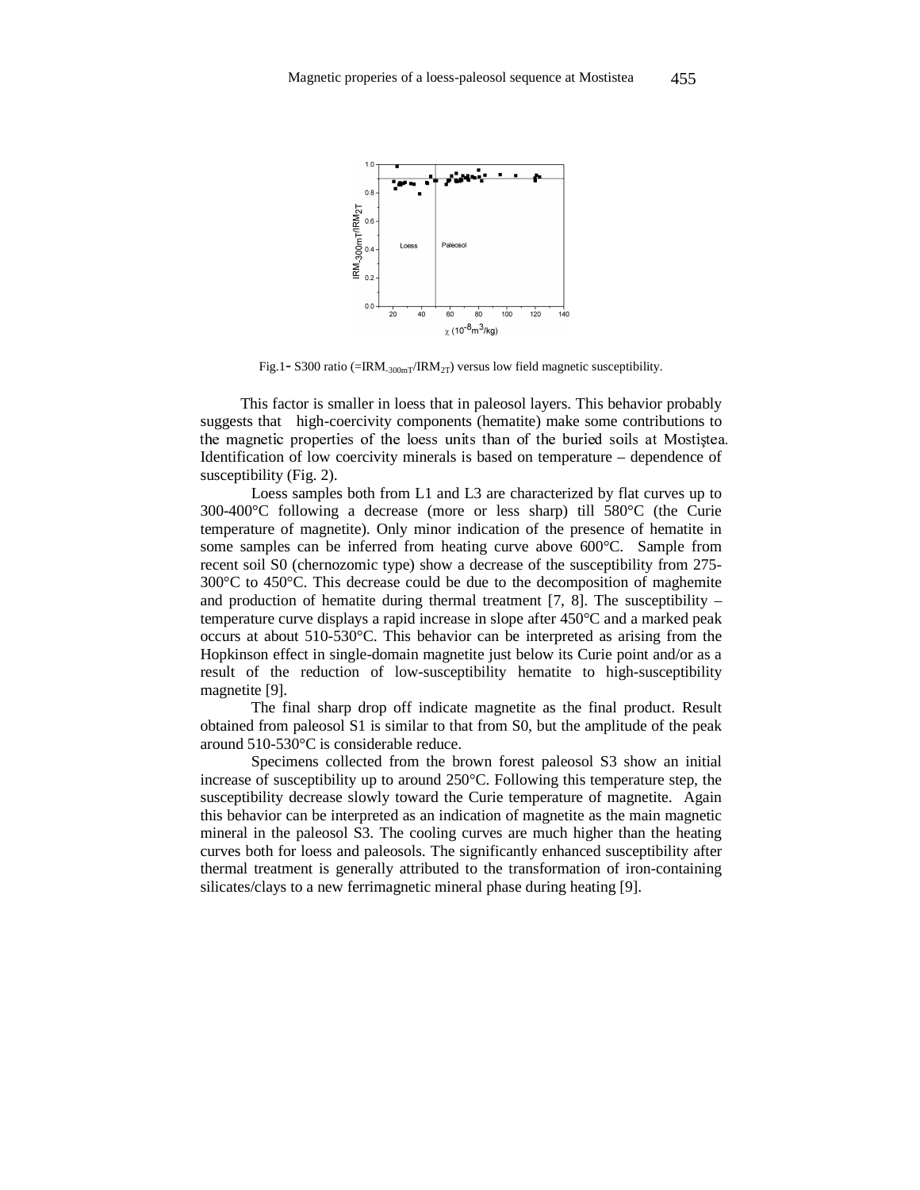Fig.1- S300 ratio (=$IRM_{-300mT}/IRM_{2T}$) versus low field magnetic susceptibility.

This factor is smaller in loess that in paleosol layers. This behavior probably suggests that high-coercivity components (hematite) make some contributions to the magnetic properties of the loess units than of the buried soils at Mostiștea. Identification of low coercivity minerals is based on temperature – dependence of susceptibility (Fig. 2).

Loess samples both from L1 and L3 are characterized by flat curves up to 300-400°C following a decrease (more or less sharp) till 580°C (the Curie temperature of magnetite). Only minor indication of the presence of hematite in some samples can be inferred from heating curve above 600°C. Sample from recent soil S0 (chernozomic type) show a decrease of the susceptibility from 275-300°C to 450°C. This decrease could be due to the decomposition of maghemite and production of hematite during thermal treatment [7, 8]. The susceptibility – temperature curve displays a rapid increase in slope after 450°C and a marked peak occurs at about 510-530°C. This behavior can be interpreted as arising from the Hopkinson effect in single-domain magnetite just below its Curie point and/or as a result of the reduction of low-susceptibility hematite to high-susceptibility magnetite [9].

The final sharp drop off indicate magnetite as the final product. Result obtained from paleosol S1 is similar to that from S0, but the amplitude of the peak around 510-530°C is considerable reduce.

Specimens collected from the brown forest paleosol S3 show an initial increase of susceptibility up to around 250°C. Following this temperature step, the susceptibility decrease slowly toward the Curie temperature of magnetite. Again this behavior can be interpreted as an indication of magnetite as the main magnetic mineral in the paleosol S3. The cooling curves are much higher than the heating curves both for loess and paleosols. The significantly enhanced susceptibility after thermal treatment is generally attributed to the transformation of iron-containing silicates/clays to a new ferrimagnetic mineral phase during heating [9].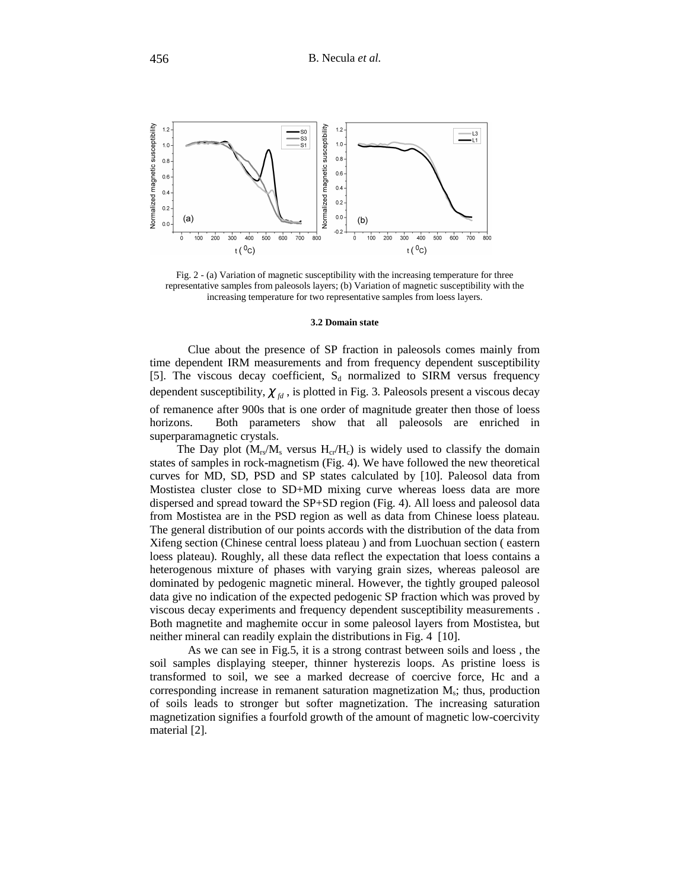Fig. 2 - (a) Variation of magnetic susceptibility with the increasing temperature for three representative samples from paleosols layers; (b) Variation of magnetic susceptibility with the increasing temperature for two representative samples from loess layers.

### 3.2 Domain state

Clue about the presence of SP fraction in paleosols comes mainly from time dependent IRM measurements and from frequency dependent susceptibility [5]. The viscous decay coefficient, $S_d$ normalized to SIRM versus frequency dependent susceptibility, $\chi_{fd}$ , is plotted in Fig. 3. Paleosols present a viscous decay of remanence after 900s that is one order of magnitude greater then those of loess horizons. Both parameters show that all paleosols are enriched in superparamagnetic crystals.

The Day plot ($M_{rs}/M_s$ versus $H_{cr}/H_c$) is widely used to classify the domain states of samples in rock-magnetism (Fig. 4). We have followed the new theoretical curves for MD, SD, PSD and SP states calculated by [10]. Paleosol data from Mostistea cluster close to SD+MD mixing curve whereas loess data are more dispersed and spread toward the SP+SD region (Fig. 4). All loess and paleosol data from Mostistea are in the PSD region as well as data from Chinese loess plateau. The general distribution of our points accords with the distribution of the data from Xifeng section (Chinese central loess plateau ) and from Luochuan section ( eastern loess plateau). Roughly, all these data reflect the expectation that loess contains a heterogenous mixture of phases with varying grain sizes, whereas paleosol are dominated by pedogenic magnetic mineral. However, the tightly grouped paleosol data give no indication of the expected pedogenic SP fraction which was proved by viscous decay experiments and frequency dependent susceptibility measurements . Both magnetite and maghemite occur in some paleosol layers from Mostistea, but neither mineral can readily explain the distributions in Fig. 4 [10].

As we can see in Fig.5, it is a strong contrast between soils and loess , the soil samples displaying steeper, thinner hysterezis loops. As pristine loess is transformed to soil, we see a marked decrease of coercive force, Hc and a corresponding increase in remanent saturation magnetization $M_s$; thus, production of soils leads to stronger but softer magnetization. The increasing saturation magnetization signifies a fourfold growth of the amount of magnetic low-coercivity material [2].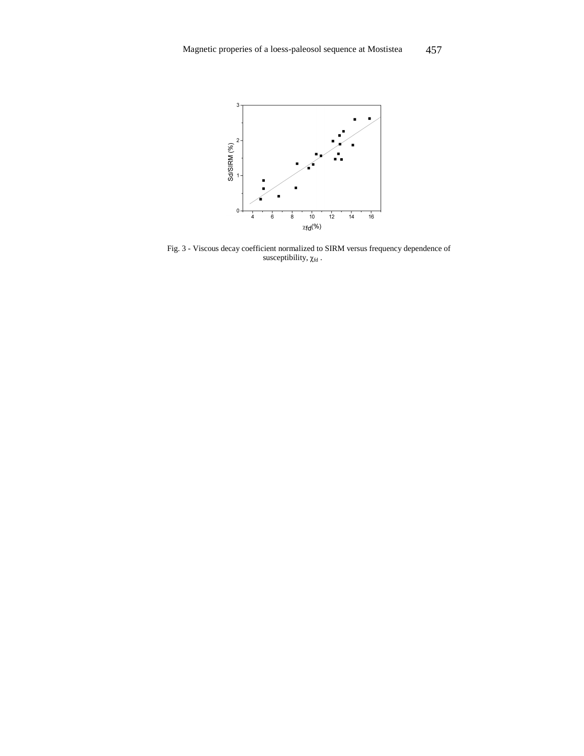Fig. 3 - Viscous decay coefficient normalized to SIRM versus frequency dependence of susceptibility, $\chi_{fd}$ .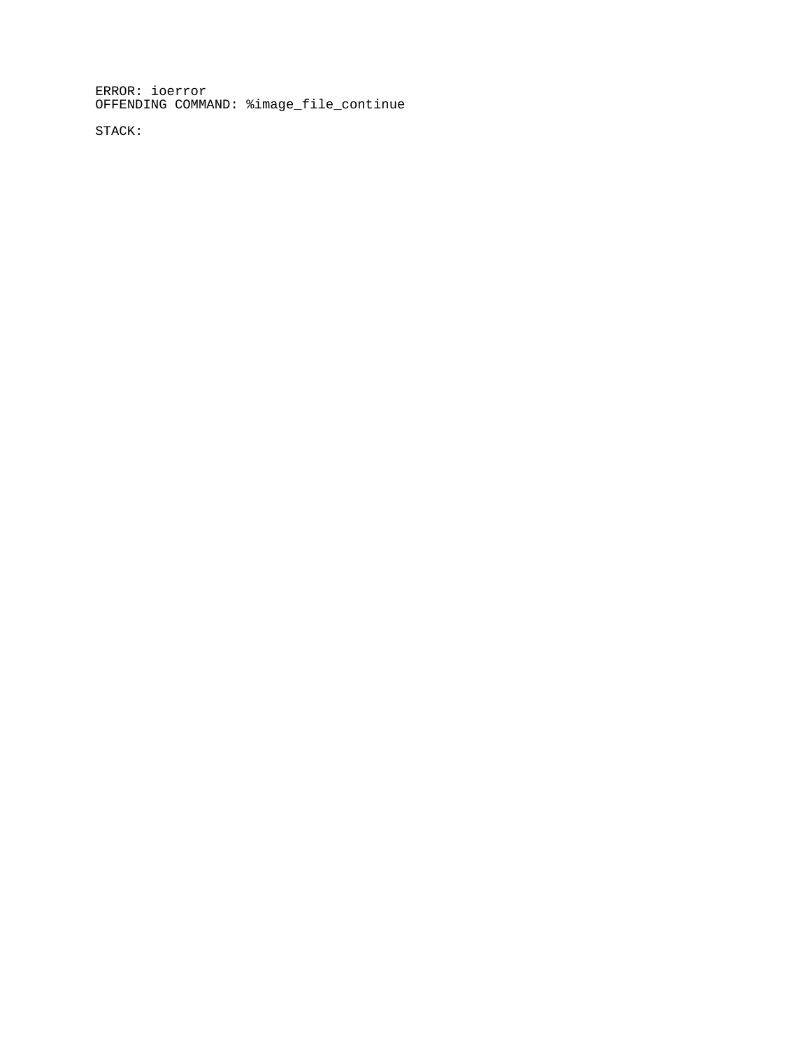ERROR: ioerror
OFFENDING COMMAND: %image_file_continue

STACK: